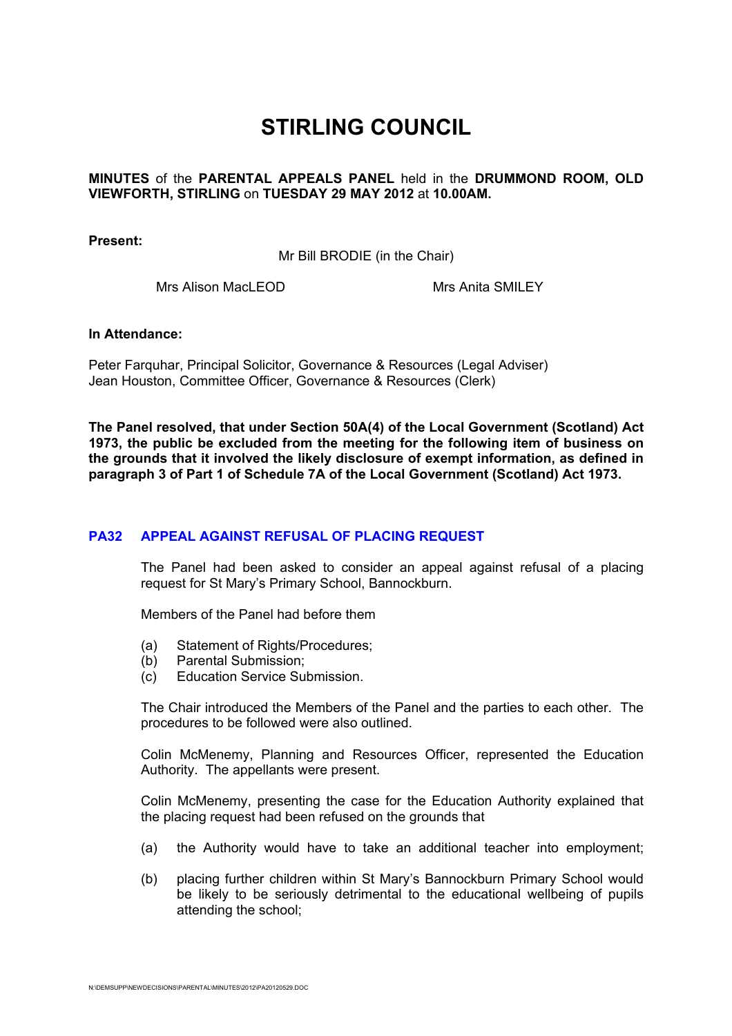# STIRLING COUNCIL

**MINUTES** of the **PARENTAL APPEALS PANEL** held in the **DRUMMOND ROOM, OLD VIEWFORTH, STIRLING** on **TUESDAY 29 MAY 2012** at **10.00AM.**

**Present:**

Mr Bill BRODIE (in the Chair)

Mrs Alison MacLEOD

Mrs Anita SMILEY

**In Attendance:**

Peter Farquhar, Principal Solicitor, Governance & Resources (Legal Adviser)
Jean Houston, Committee Officer, Governance & Resources (Clerk)

**The Panel resolved, that under Section 50A(4) of the Local Government (Scotland) Act 1973, the public be excluded from the meeting for the following item of business on the grounds that it involved the likely disclosure of exempt information, as defined in paragraph 3 of Part 1 of Schedule 7A of the Local Government (Scotland) Act 1973.**

## PA32 APPEAL AGAINST REFUSAL OF PLACING REQUEST

The Panel had been asked to consider an appeal against refusal of a placing request for St Mary's Primary School, Bannockburn.

Members of the Panel had before them

(a) Statement of Rights/Procedures;
(b) Parental Submission;
(c) Education Service Submission.

The Chair introduced the Members of the Panel and the parties to each other. The procedures to be followed were also outlined.

Colin McMenemy, Planning and Resources Officer, represented the Education Authority. The appellants were present.

Colin McMenemy, presenting the case for the Education Authority explained that the placing request had been refused on the grounds that

(a) the Authority would have to take an additional teacher into employment;

(b) placing further children within St Mary's Bannockburn Primary School would be likely to be seriously detrimental to the educational wellbeing of pupils attending the school;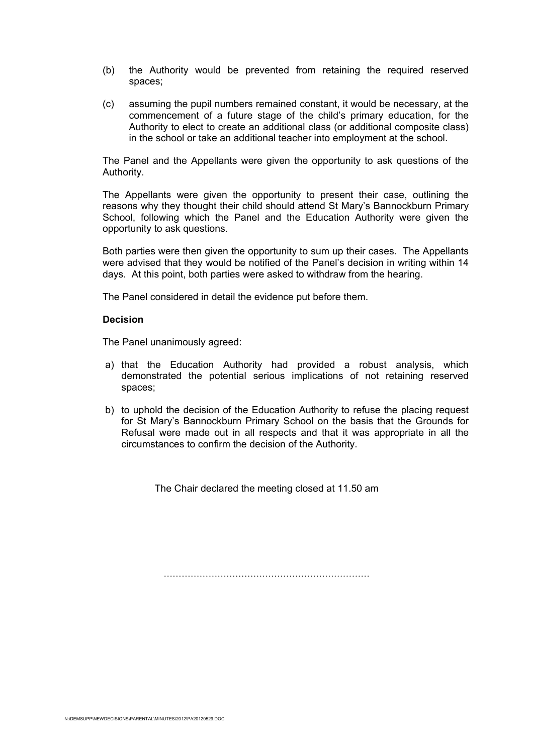(b) the Authority would be prevented from retaining the required reserved spaces;

(c) assuming the pupil numbers remained constant, it would be necessary, at the commencement of a future stage of the child's primary education, for the Authority to elect to create an additional class (or additional composite class) in the school or take an additional teacher into employment at the school.

The Panel and the Appellants were given the opportunity to ask questions of the Authority.

The Appellants were given the opportunity to present their case, outlining the reasons why they thought their child should attend St Mary's Bannockburn Primary School, following which the Panel and the Education Authority were given the opportunity to ask questions.

Both parties were then given the opportunity to sum up their cases. The Appellants were advised that they would be notified of the Panel's decision in writing within 14 days. At this point, both parties were asked to withdraw from the hearing.

The Panel considered in detail the evidence put before them.

**Decision**

The Panel unanimously agreed:

a) that the Education Authority had provided a robust analysis, which demonstrated the potential serious implications of not retaining reserved spaces;

b) to uphold the decision of the Education Authority to refuse the placing request for St Mary's Bannockburn Primary School on the basis that the Grounds for Refusal were made out in all respects and that it was appropriate in all the circumstances to confirm the decision of the Authority.

The Chair declared the meeting closed at 11.50 am

…………………………………………………………

N:\DEMSUPP\NEWDECISIONS\PARENTAL\MINUTES\2012\PA20120529.DOC